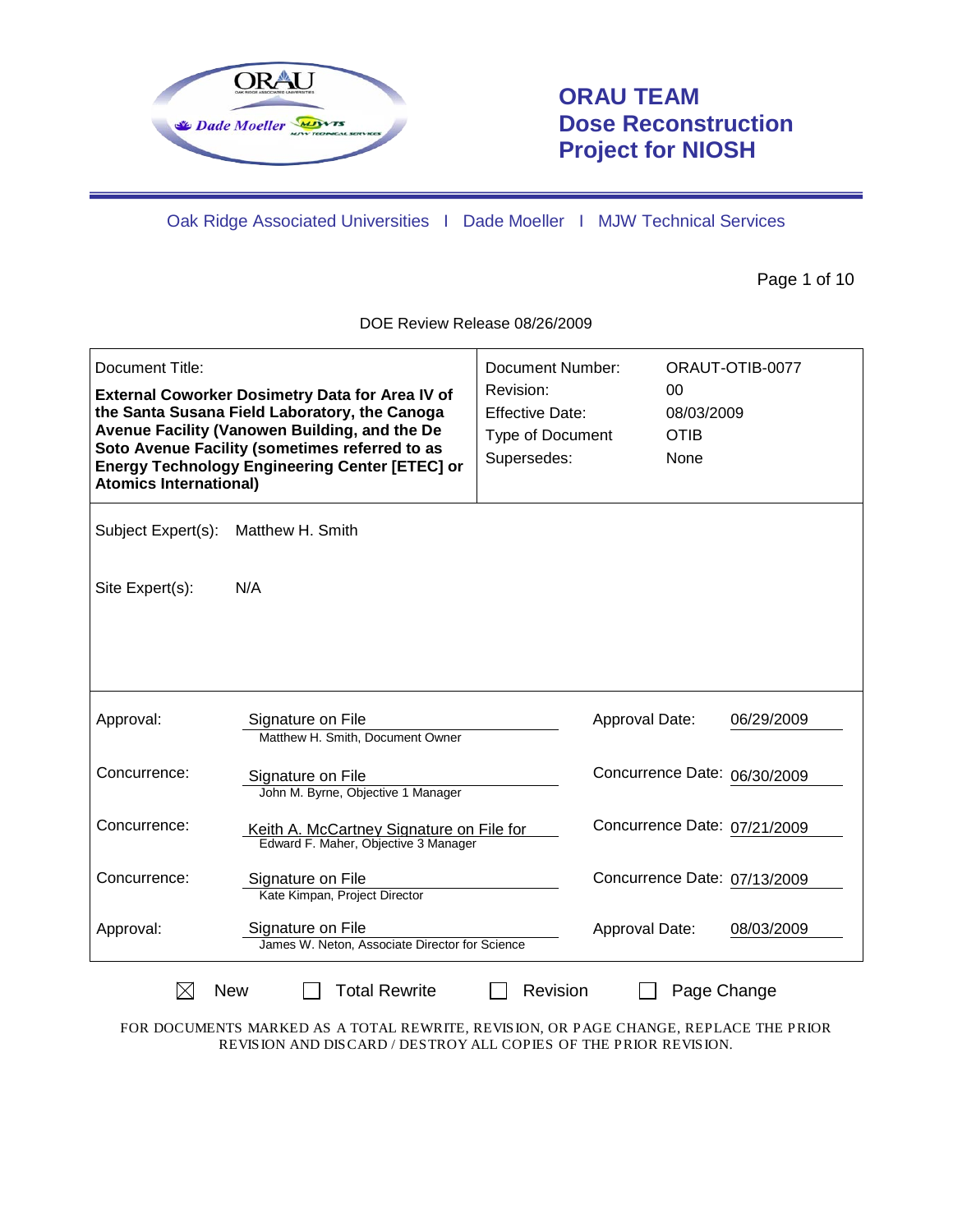# ORAU TEAM Dose Reconstruction Project for NIOSH

Oak Ridge Associated Universities I Dade Moeller I MJW Technical Services

DOE Review Release 08/26/2009

| Document Title: | | Document Number: | ORAUT-OTIB-0077 |
|---|---|---|---|
| **External Coworker Dosimetry Data for Area IV of the Santa Susana Field Laboratory, the Canoga Avenue Facility (Vanowen Building, and the De Soto Avenue Facility (sometimes referred to as Energy Technology Engineering Center [ETEC] or Atomics International)** | | Revision: | 00 |
| | | Effective Date: | 08/03/2009 |
| | | Type of Document | OTIB |
| | | Supersedes: | None |

Subject Expert(s): Matthew H. Smith

Site Expert(s): N/A

| | | | |
|---|---|---|---|
| Approval: | Signature on File<br>Matthew H. Smith, Document Owner | Approval Date: | 06/29/2009 |
| Concurrence: | Signature on File<br>John M. Byrne, Objective 1 Manager | Concurrence Date: | 06/30/2009 |
| Concurrence: | Keith A. McCartney Signature on File for<br>Edward F. Maher, Objective 3 Manager | Concurrence Date: | 07/21/2009 |
| Concurrence: | Signature on File<br>Kate Kimpan, Project Director | Concurrence Date: | 07/13/2009 |
| Approval: | Signature on File<br>James W. Neton, Associate Director for Science | Approval Date: | 08/03/2009 |

☒ New ☐ Total Rewrite ☐ Revision ☐ Page Change

FOR DOCUMENTS MARKED AS A TOTAL REWRITE, REVISION, OR PAGE CHANGE, REPLACE THE PRIOR REVISION AND DISCARD / DESTROY ALL COPIES OF THE PRIOR REVISION.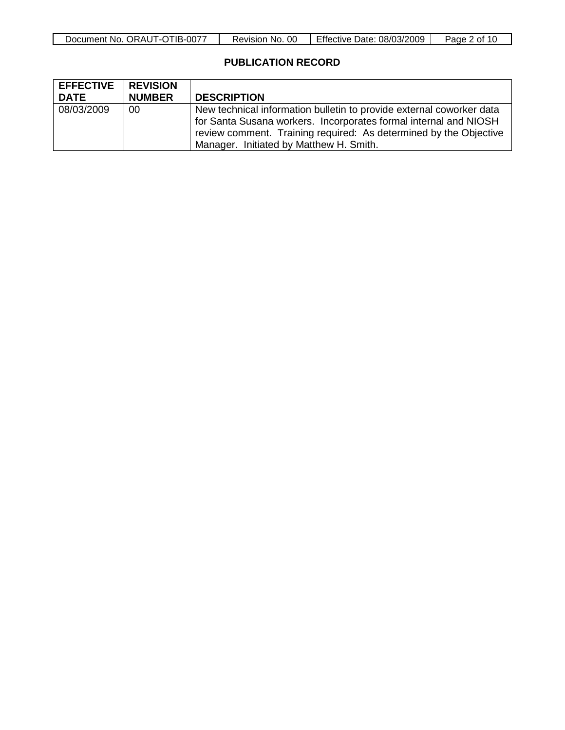## PUBLICATION RECORD

| EFFECTIVE DATE | REVISION NUMBER | DESCRIPTION |
|---|---|---|
| 08/03/2009 | 00 | New technical information bulletin to provide external coworker data for Santa Susana workers. Incorporates formal internal and NIOSH review comment. Training required: As determined by the Objective Manager. Initiated by Matthew H. Smith. |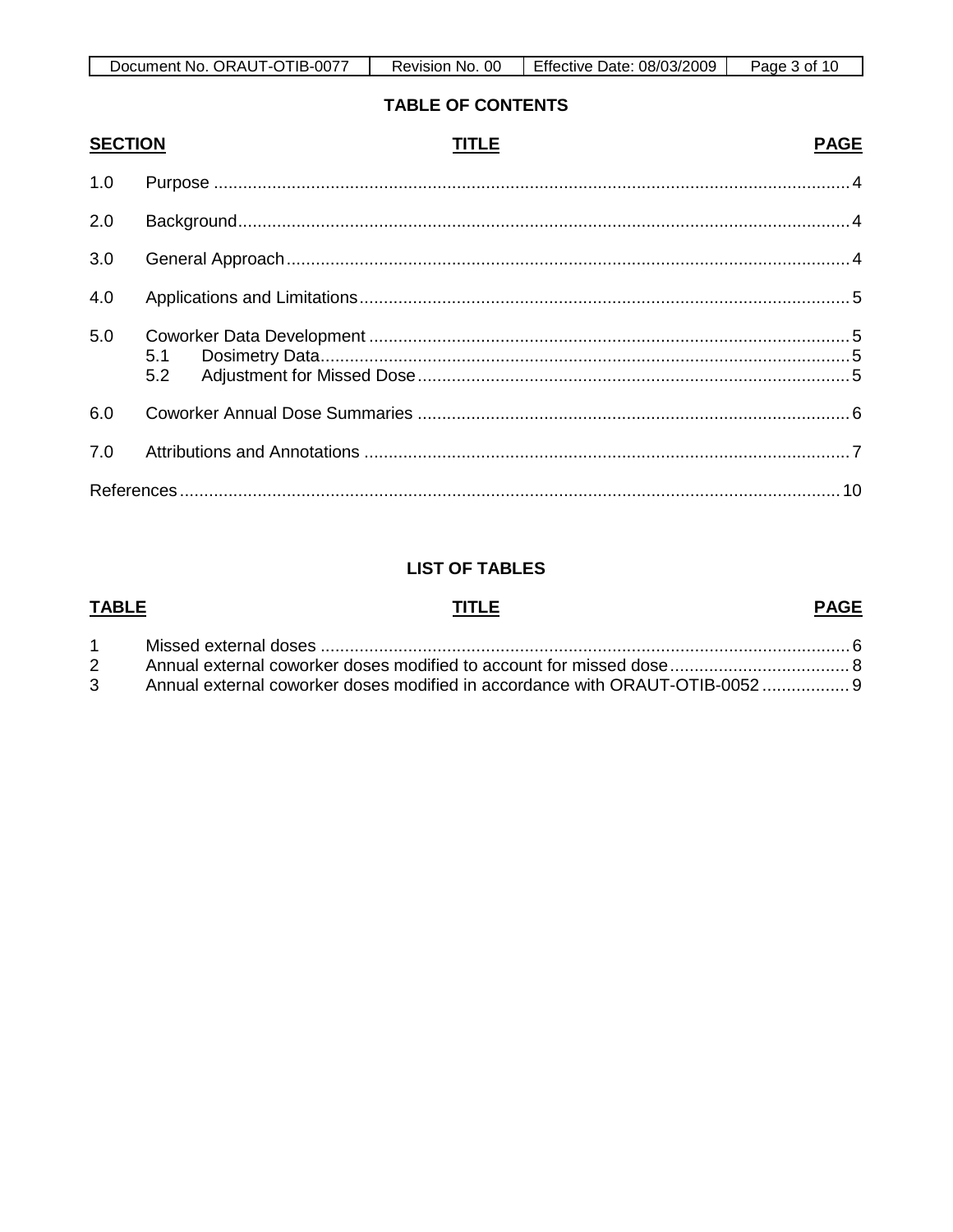## TABLE OF CONTENTS

| SECTION | TITLE | PAGE |
|---|---|---|
| 1.0 | Purpose | 4 |
| 2.0 | Background | 4 |
| 3.0 | General Approach | 4 |
| 4.0 | Applications and Limitations | 5 |
| 5.0 | Coworker Data Development | 5 |
| | 5.1 Dosimetry Data | 5 |
| | 5.2 Adjustment for Missed Dose | 5 |
| 6.0 | Coworker Annual Dose Summaries | 6 |
| 7.0 | Attributions and Annotations | 7 |
| | References | 10 |

## LIST OF TABLES

| TABLE | TITLE | PAGE |
|---|---|---|
| 1 | Missed external doses | 6 |
| 2 | Annual external coworker doses modified to account for missed dose | 8 |
| 3 | Annual external coworker doses modified in accordance with ORAUT-OTIB-0052 | 9 |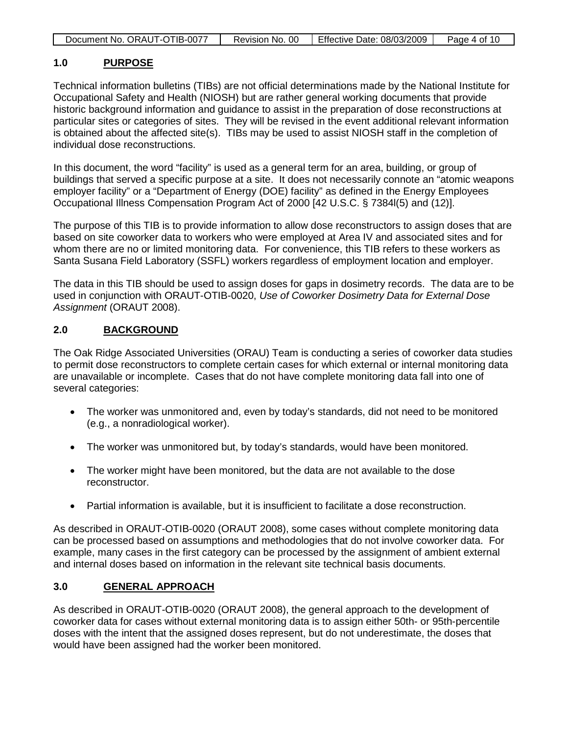## 1.0 PURPOSE

Technical information bulletins (TIBs) are not official determinations made by the National Institute for Occupational Safety and Health (NIOSH) but are rather general working documents that provide historic background information and guidance to assist in the preparation of dose reconstructions at particular sites or categories of sites. They will be revised in the event additional relevant information is obtained about the affected site(s). TIBs may be used to assist NIOSH staff in the completion of individual dose reconstructions.

In this document, the word "facility" is used as a general term for an area, building, or group of buildings that served a specific purpose at a site. It does not necessarily connote an "atomic weapons employer facility" or a "Department of Energy (DOE) facility" as defined in the Energy Employees Occupational Illness Compensation Program Act of 2000 [42 U.S.C. § 7384l(5) and (12)].

The purpose of this TIB is to provide information to allow dose reconstructors to assign doses that are based on site coworker data to workers who were employed at Area IV and associated sites and for whom there are no or limited monitoring data. For convenience, this TIB refers to these workers as Santa Susana Field Laboratory (SSFL) workers regardless of employment location and employer.

The data in this TIB should be used to assign doses for gaps in dosimetry records. The data are to be used in conjunction with ORAUT-OTIB-0020, *Use of Coworker Dosimetry Data for External Dose Assignment* (ORAUT 2008).

## 2.0 BACKGROUND

The Oak Ridge Associated Universities (ORAU) Team is conducting a series of coworker data studies to permit dose reconstructors to complete certain cases for which external or internal monitoring data are unavailable or incomplete. Cases that do not have complete monitoring data fall into one of several categories:

- The worker was unmonitored and, even by today's standards, did not need to be monitored (e.g., a nonradiological worker).
- The worker was unmonitored but, by today's standards, would have been monitored.
- The worker might have been monitored, but the data are not available to the dose reconstructor.
- Partial information is available, but it is insufficient to facilitate a dose reconstruction.

As described in ORAUT-OTIB-0020 (ORAUT 2008), some cases without complete monitoring data can be processed based on assumptions and methodologies that do not involve coworker data. For example, many cases in the first category can be processed by the assignment of ambient external and internal doses based on information in the relevant site technical basis documents.

## 3.0 GENERAL APPROACH

As described in ORAUT-OTIB-0020 (ORAUT 2008), the general approach to the development of coworker data for cases without external monitoring data is to assign either 50th- or 95th-percentile doses with the intent that the assigned doses represent, but do not underestimate, the doses that would have been assigned had the worker been monitored.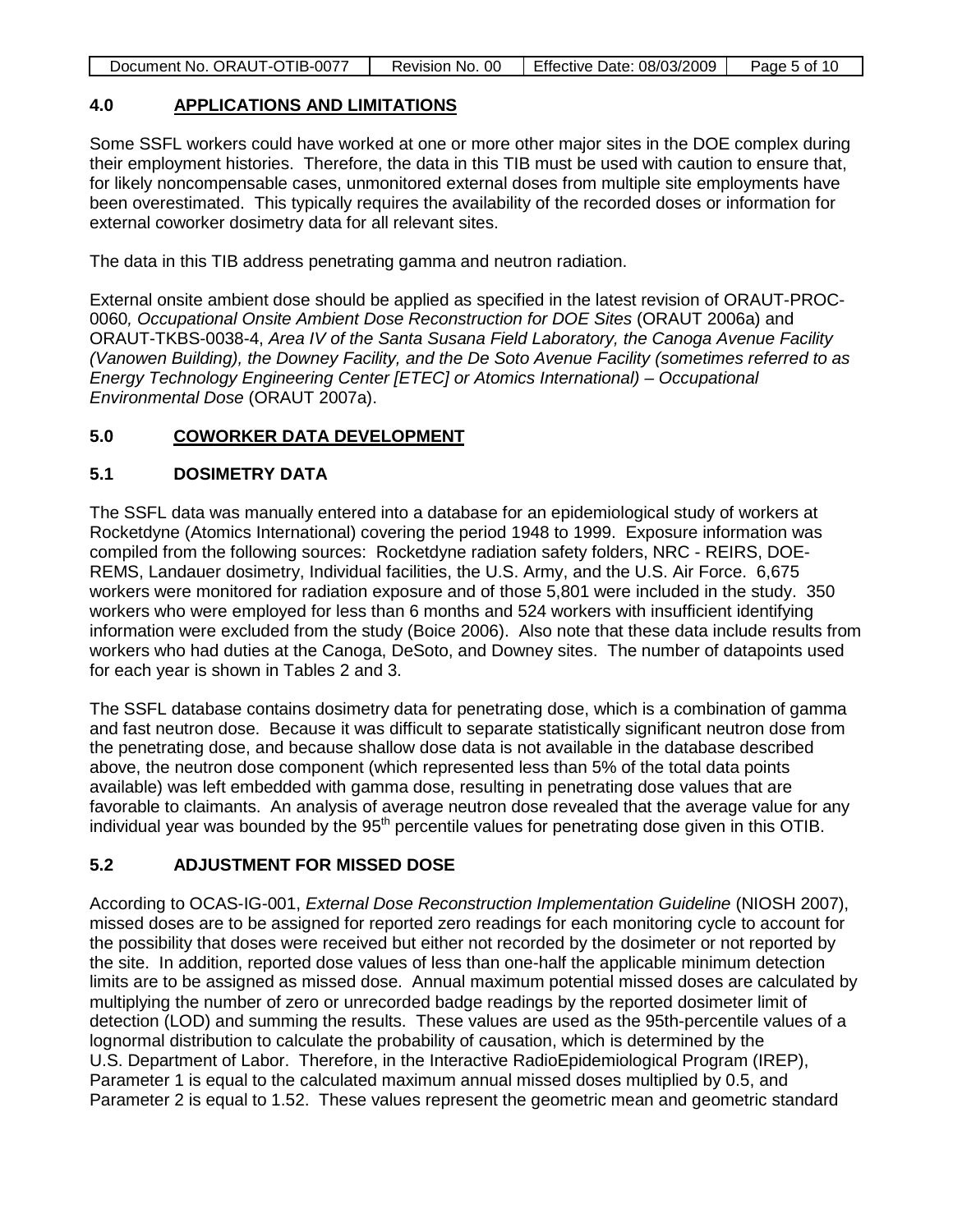## 4.0 APPLICATIONS AND LIMITATIONS

Some SSFL workers could have worked at one or more other major sites in the DOE complex during their employment histories. Therefore, the data in this TIB must be used with caution to ensure that, for likely noncompensable cases, unmonitored external doses from multiple site employments have been overestimated. This typically requires the availability of the recorded doses or information for external coworker dosimetry data for all relevant sites.

The data in this TIB address penetrating gamma and neutron radiation.

External onsite ambient dose should be applied as specified in the latest revision of ORAUT-PROC-0060*, Occupational Onsite Ambient Dose Reconstruction for DOE Sites* (ORAUT 2006a) and ORAUT-TKBS-0038-4, *Area IV of the Santa Susana Field Laboratory, the Canoga Avenue Facility (Vanowen Building), the Downey Facility, and the De Soto Avenue Facility (sometimes referred to as Energy Technology Engineering Center [ETEC] or Atomics International) – Occupational Environmental Dose* (ORAUT 2007a).

## 5.0 COWORKER DATA DEVELOPMENT

### 5.1 DOSIMETRY DATA

The SSFL data was manually entered into a database for an epidemiological study of workers at Rocketdyne (Atomics International) covering the period 1948 to 1999. Exposure information was compiled from the following sources: Rocketdyne radiation safety folders, NRC - REIRS, DOE-REMS, Landauer dosimetry, Individual facilities, the U.S. Army, and the U.S. Air Force. 6,675 workers were monitored for radiation exposure and of those 5,801 were included in the study. 350 workers who were employed for less than 6 months and 524 workers with insufficient identifying information were excluded from the study (Boice 2006). Also note that these data include results from workers who had duties at the Canoga, DeSoto, and Downey sites. The number of datapoints used for each year is shown in Tables 2 and 3.

The SSFL database contains dosimetry data for penetrating dose, which is a combination of gamma and fast neutron dose. Because it was difficult to separate statistically significant neutron dose from the penetrating dose, and because shallow dose data is not available in the database described above, the neutron dose component (which represented less than 5% of the total data points available) was left embedded with gamma dose, resulting in penetrating dose values that are favorable to claimants. An analysis of average neutron dose revealed that the average value for any individual year was bounded by the 95$^{th}$ percentile values for penetrating dose given in this OTIB.

### 5.2 ADJUSTMENT FOR MISSED DOSE

According to OCAS-IG-001, *External Dose Reconstruction Implementation Guideline* (NIOSH 2007), missed doses are to be assigned for reported zero readings for each monitoring cycle to account for the possibility that doses were received but either not recorded by the dosimeter or not reported by the site. In addition, reported dose values of less than one-half the applicable minimum detection limits are to be assigned as missed dose. Annual maximum potential missed doses are calculated by multiplying the number of zero or unrecorded badge readings by the reported dosimeter limit of detection (LOD) and summing the results. These values are used as the 95th-percentile values of a lognormal distribution to calculate the probability of causation, which is determined by the U.S. Department of Labor. Therefore, in the Interactive RadioEpidemiological Program (IREP), Parameter 1 is equal to the calculated maximum annual missed doses multiplied by 0.5, and Parameter 2 is equal to 1.52. These values represent the geometric mean and geometric standard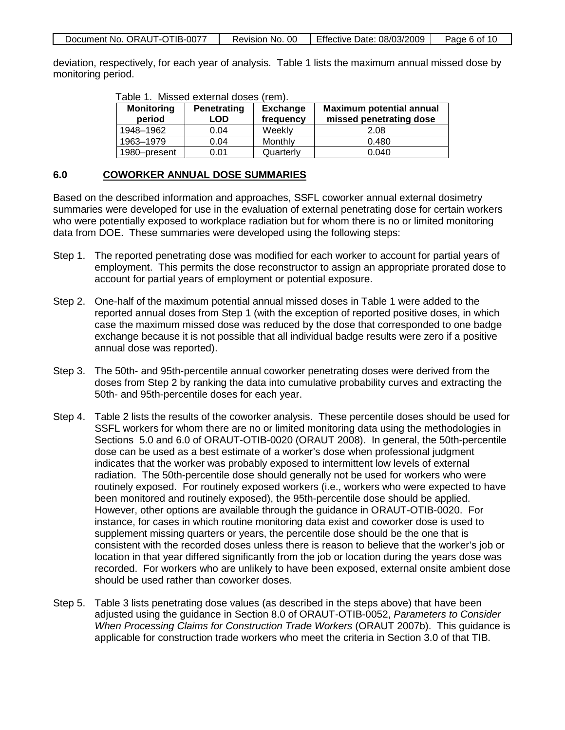deviation, respectively, for each year of analysis. Table 1 lists the maximum annual missed dose by monitoring period.

Table 1. Missed external doses (rem).

| Monitoring period | Penetrating LOD | Exchange frequency | Maximum potential annual missed penetrating dose |
|---|---|---|---|
| 1948–1962 | 0.04 | Weekly | 2.08 |
| 1963–1979 | 0.04 | Monthly | 0.480 |
| 1980–present | 0.01 | Quarterly | 0.040 |

## 6.0 COWORKER ANNUAL DOSE SUMMARIES

Based on the described information and approaches, SSFL coworker annual external dosimetry summaries were developed for use in the evaluation of external penetrating dose for certain workers who were potentially exposed to workplace radiation but for whom there is no or limited monitoring data from DOE. These summaries were developed using the following steps:

Step 1. The reported penetrating dose was modified for each worker to account for partial years of employment. This permits the dose reconstructor to assign an appropriate prorated dose to account for partial years of employment or potential exposure.

Step 2. One-half of the maximum potential annual missed doses in Table 1 were added to the reported annual doses from Step 1 (with the exception of reported positive doses, in which case the maximum missed dose was reduced by the dose that corresponded to one badge exchange because it is not possible that all individual badge results were zero if a positive annual dose was reported).

Step 3. The 50th- and 95th-percentile annual coworker penetrating doses were derived from the doses from Step 2 by ranking the data into cumulative probability curves and extracting the 50th- and 95th-percentile doses for each year.

Step 4. Table 2 lists the results of the coworker analysis. These percentile doses should be used for SSFL workers for whom there are no or limited monitoring data using the methodologies in Sections 5.0 and 6.0 of ORAUT-OTIB-0020 (ORAUT 2008). In general, the 50th-percentile dose can be used as a best estimate of a worker's dose when professional judgment indicates that the worker was probably exposed to intermittent low levels of external radiation. The 50th-percentile dose should generally not be used for workers who were routinely exposed. For routinely exposed workers (i.e., workers who were expected to have been monitored and routinely exposed), the 95th-percentile dose should be applied. However, other options are available through the guidance in ORAUT-OTIB-0020. For instance, for cases in which routine monitoring data exist and coworker dose is used to supplement missing quarters or years, the percentile dose should be the one that is consistent with the recorded doses unless there is reason to believe that the worker's job or location in that year differed significantly from the job or location during the years dose was recorded. For workers who are unlikely to have been exposed, external onsite ambient dose should be used rather than coworker doses.

Step 5. Table 3 lists penetrating dose values (as described in the steps above) that have been adjusted using the guidance in Section 8.0 of ORAUT-OTIB-0052, *Parameters to Consider When Processing Claims for Construction Trade Workers* (ORAUT 2007b). This guidance is applicable for construction trade workers who meet the criteria in Section 3.0 of that TIB.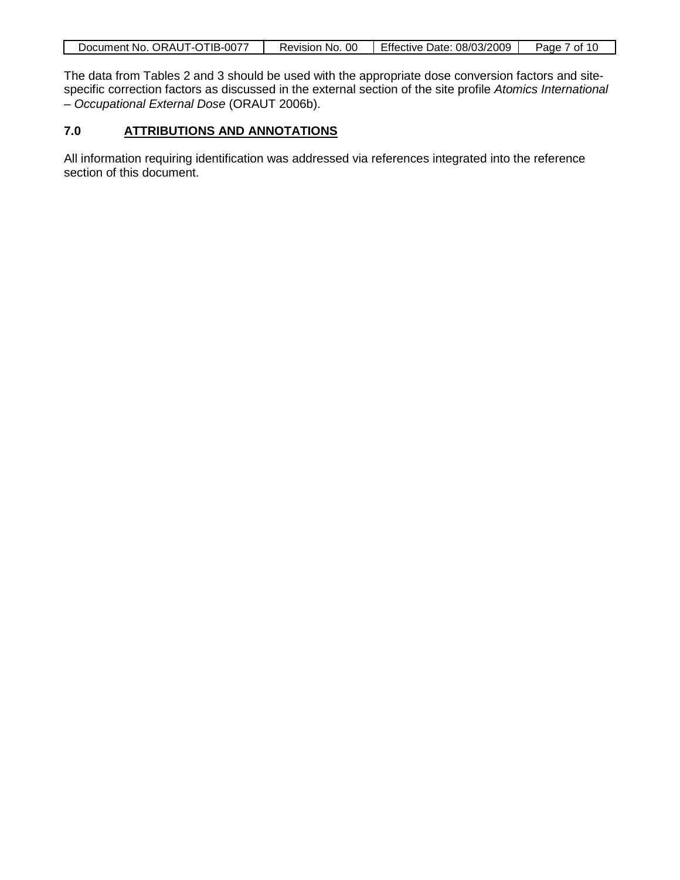The data from Tables 2 and 3 should be used with the appropriate dose conversion factors and site-specific correction factors as discussed in the external section of the site profile *Atomics International – Occupational External Dose* (ORAUT 2006b).

## 7.0 ATTRIBUTIONS AND ANNOTATIONS

All information requiring identification was addressed via references integrated into the reference section of this document.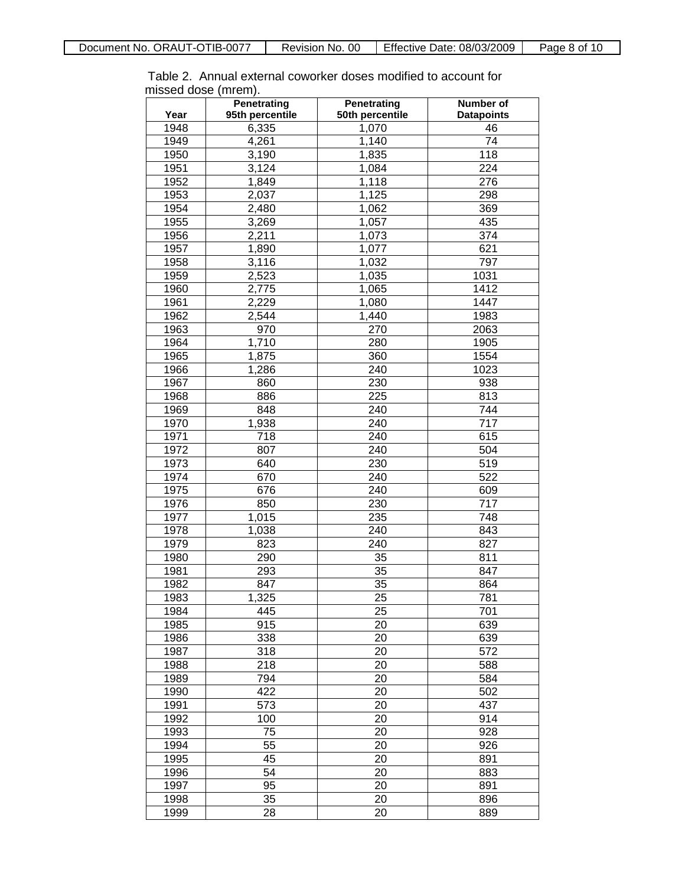Table 2. Annual external coworker doses modified to account for missed dose (mrem).

| Year | Penetrating 95th percentile | Penetrating 50th percentile | Number of Datapoints |
|---|---|---|---|
| 1948 | 6,335 | 1,070 | 46 |
| 1949 | 4,261 | 1,140 | 74 |
| 1950 | 3,190 | 1,835 | 118 |
| 1951 | 3,124 | 1,084 | 224 |
| 1952 | 1,849 | 1,118 | 276 |
| 1953 | 2,037 | 1,125 | 298 |
| 1954 | 2,480 | 1,062 | 369 |
| 1955 | 3,269 | 1,057 | 435 |
| 1956 | 2,211 | 1,073 | 374 |
| 1957 | 1,890 | 1,077 | 621 |
| 1958 | 3,116 | 1,032 | 797 |
| 1959 | 2,523 | 1,035 | 1031 |
| 1960 | 2,775 | 1,065 | 1412 |
| 1961 | 2,229 | 1,080 | 1447 |
| 1962 | 2,544 | 1,440 | 1983 |
| 1963 | 970 | 270 | 2063 |
| 1964 | 1,710 | 280 | 1905 |
| 1965 | 1,875 | 360 | 1554 |
| 1966 | 1,286 | 240 | 1023 |
| 1967 | 860 | 230 | 938 |
| 1968 | 886 | 225 | 813 |
| 1969 | 848 | 240 | 744 |
| 1970 | 1,938 | 240 | 717 |
| 1971 | 718 | 240 | 615 |
| 1972 | 807 | 240 | 504 |
| 1973 | 640 | 230 | 519 |
| 1974 | 670 | 240 | 522 |
| 1975 | 676 | 240 | 609 |
| 1976 | 850 | 230 | 717 |
| 1977 | 1,015 | 235 | 748 |
| 1978 | 1,038 | 240 | 843 |
| 1979 | 823 | 240 | 827 |
| 1980 | 290 | 35 | 811 |
| 1981 | 293 | 35 | 847 |
| 1982 | 847 | 35 | 864 |
| 1983 | 1,325 | 25 | 781 |
| 1984 | 445 | 25 | 701 |
| 1985 | 915 | 20 | 639 |
| 1986 | 338 | 20 | 639 |
| 1987 | 318 | 20 | 572 |
| 1988 | 218 | 20 | 588 |
| 1989 | 794 | 20 | 584 |
| 1990 | 422 | 20 | 502 |
| 1991 | 573 | 20 | 437 |
| 1992 | 100 | 20 | 914 |
| 1993 | 75 | 20 | 928 |
| 1994 | 55 | 20 | 926 |
| 1995 | 45 | 20 | 891 |
| 1996 | 54 | 20 | 883 |
| 1997 | 95 | 20 | 891 |
| 1998 | 35 | 20 | 896 |
| 1999 | 28 | 20 | 889 |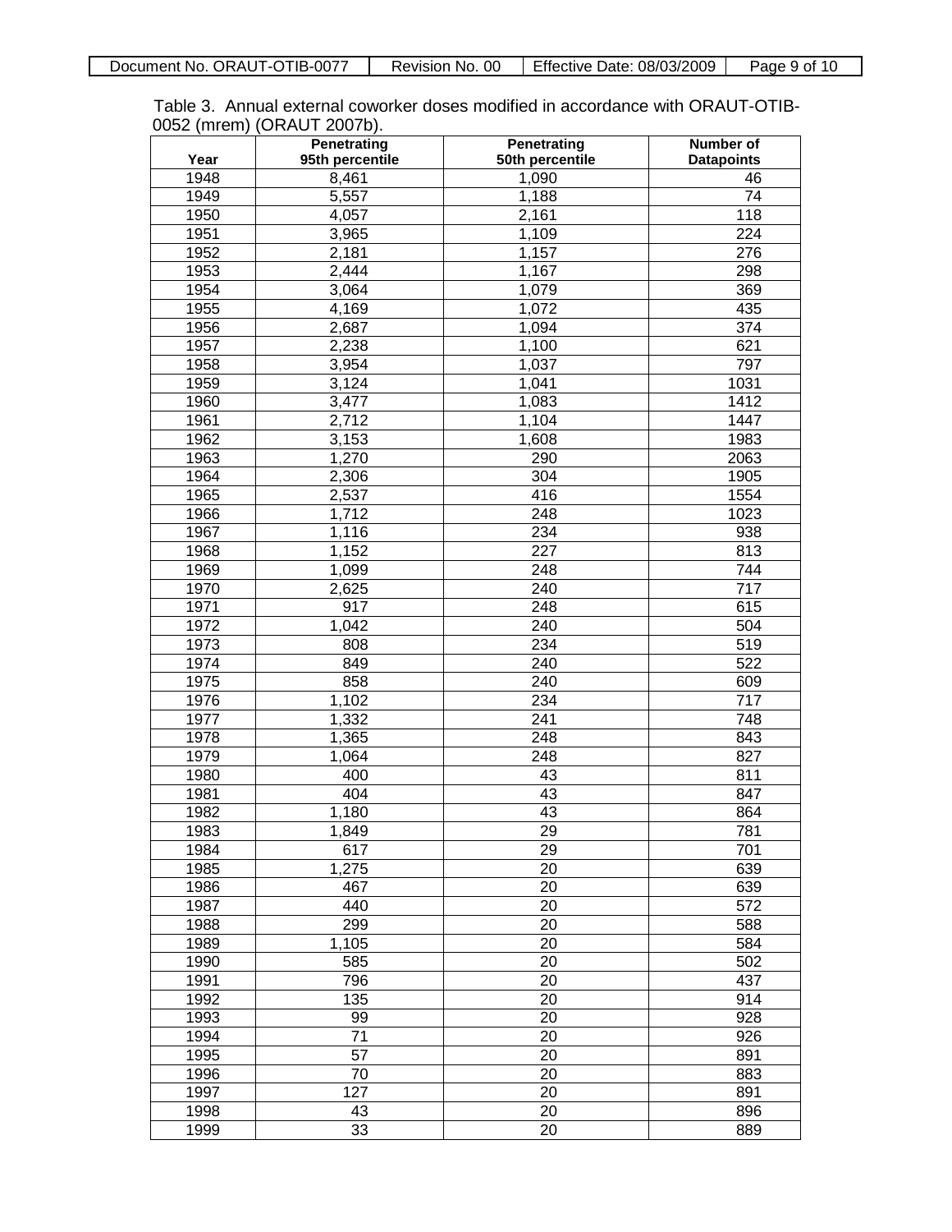Table 3. Annual external coworker doses modified in accordance with ORAUT-OTIB-0052 (mrem) (ORAUT 2007b).

| Year | Penetrating 95th percentile | Penetrating 50th percentile | Number of Datapoints |
|---|---|---|---|
| 1948 | 8,461 | 1,090 | 46 |
| 1949 | 5,557 | 1,188 | 74 |
| 1950 | 4,057 | 2,161 | 118 |
| 1951 | 3,965 | 1,109 | 224 |
| 1952 | 2,181 | 1,157 | 276 |
| 1953 | 2,444 | 1,167 | 298 |
| 1954 | 3,064 | 1,079 | 369 |
| 1955 | 4,169 | 1,072 | 435 |
| 1956 | 2,687 | 1,094 | 374 |
| 1957 | 2,238 | 1,100 | 621 |
| 1958 | 3,954 | 1,037 | 797 |
| 1959 | 3,124 | 1,041 | 1031 |
| 1960 | 3,477 | 1,083 | 1412 |
| 1961 | 2,712 | 1,104 | 1447 |
| 1962 | 3,153 | 1,608 | 1983 |
| 1963 | 1,270 | 290 | 2063 |
| 1964 | 2,306 | 304 | 1905 |
| 1965 | 2,537 | 416 | 1554 |
| 1966 | 1,712 | 248 | 1023 |
| 1967 | 1,116 | 234 | 938 |
| 1968 | 1,152 | 227 | 813 |
| 1969 | 1,099 | 248 | 744 |
| 1970 | 2,625 | 240 | 717 |
| 1971 | 917 | 248 | 615 |
| 1972 | 1,042 | 240 | 504 |
| 1973 | 808 | 234 | 519 |
| 1974 | 849 | 240 | 522 |
| 1975 | 858 | 240 | 609 |
| 1976 | 1,102 | 234 | 717 |
| 1977 | 1,332 | 241 | 748 |
| 1978 | 1,365 | 248 | 843 |
| 1979 | 1,064 | 248 | 827 |
| 1980 | 400 | 43 | 811 |
| 1981 | 404 | 43 | 847 |
| 1982 | 1,180 | 43 | 864 |
| 1983 | 1,849 | 29 | 781 |
| 1984 | 617 | 29 | 701 |
| 1985 | 1,275 | 20 | 639 |
| 1986 | 467 | 20 | 639 |
| 1987 | 440 | 20 | 572 |
| 1988 | 299 | 20 | 588 |
| 1989 | 1,105 | 20 | 584 |
| 1990 | 585 | 20 | 502 |
| 1991 | 796 | 20 | 437 |
| 1992 | 135 | 20 | 914 |
| 1993 | 99 | 20 | 928 |
| 1994 | 71 | 20 | 926 |
| 1995 | 57 | 20 | 891 |
| 1996 | 70 | 20 | 883 |
| 1997 | 127 | 20 | 891 |
| 1998 | 43 | 20 | 896 |
| 1999 | 33 | 20 | 889 |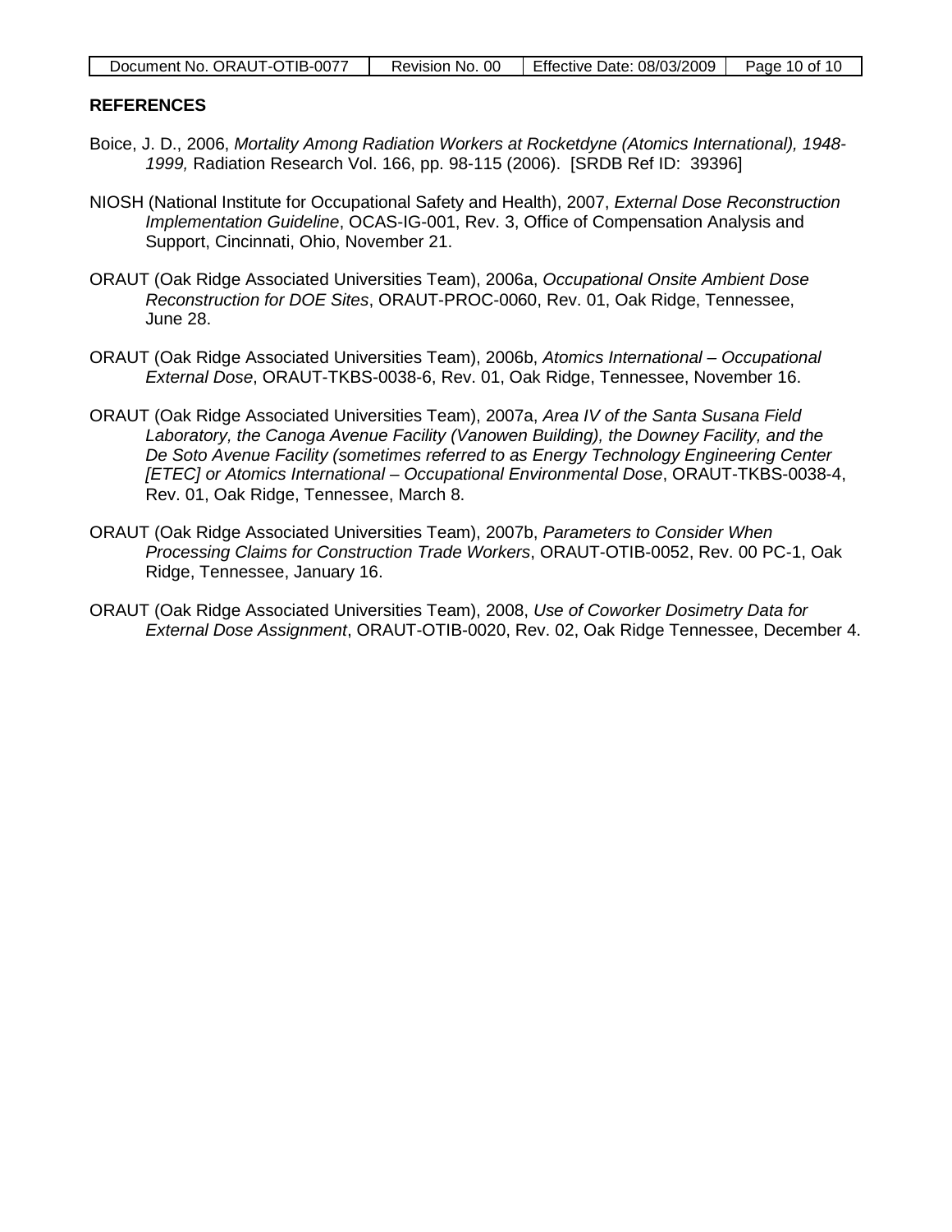## REFERENCES

Boice, J. D., 2006, *Mortality Among Radiation Workers at Rocketdyne (Atomics International), 1948-1999,* Radiation Research Vol. 166, pp. 98-115 (2006). [SRDB Ref ID: 39396]

NIOSH (National Institute for Occupational Safety and Health), 2007, *External Dose Reconstruction Implementation Guideline*, OCAS-IG-001, Rev. 3, Office of Compensation Analysis and Support, Cincinnati, Ohio, November 21.

ORAUT (Oak Ridge Associated Universities Team), 2006a, *Occupational Onsite Ambient Dose Reconstruction for DOE Sites*, ORAUT-PROC-0060, Rev. 01, Oak Ridge, Tennessee, June 28.

ORAUT (Oak Ridge Associated Universities Team), 2006b, *Atomics International – Occupational External Dose*, ORAUT-TKBS-0038-6, Rev. 01, Oak Ridge, Tennessee, November 16.

ORAUT (Oak Ridge Associated Universities Team), 2007a, *Area IV of the Santa Susana Field Laboratory, the Canoga Avenue Facility (Vanowen Building), the Downey Facility, and the De Soto Avenue Facility (sometimes referred to as Energy Technology Engineering Center [ETEC] or Atomics International – Occupational Environmental Dose*, ORAUT-TKBS-0038-4, Rev. 01, Oak Ridge, Tennessee, March 8.

ORAUT (Oak Ridge Associated Universities Team), 2007b, *Parameters to Consider When Processing Claims for Construction Trade Workers*, ORAUT-OTIB-0052, Rev. 00 PC-1, Oak Ridge, Tennessee, January 16.

ORAUT (Oak Ridge Associated Universities Team), 2008, *Use of Coworker Dosimetry Data for External Dose Assignment*, ORAUT-OTIB-0020, Rev. 02, Oak Ridge Tennessee, December 4.